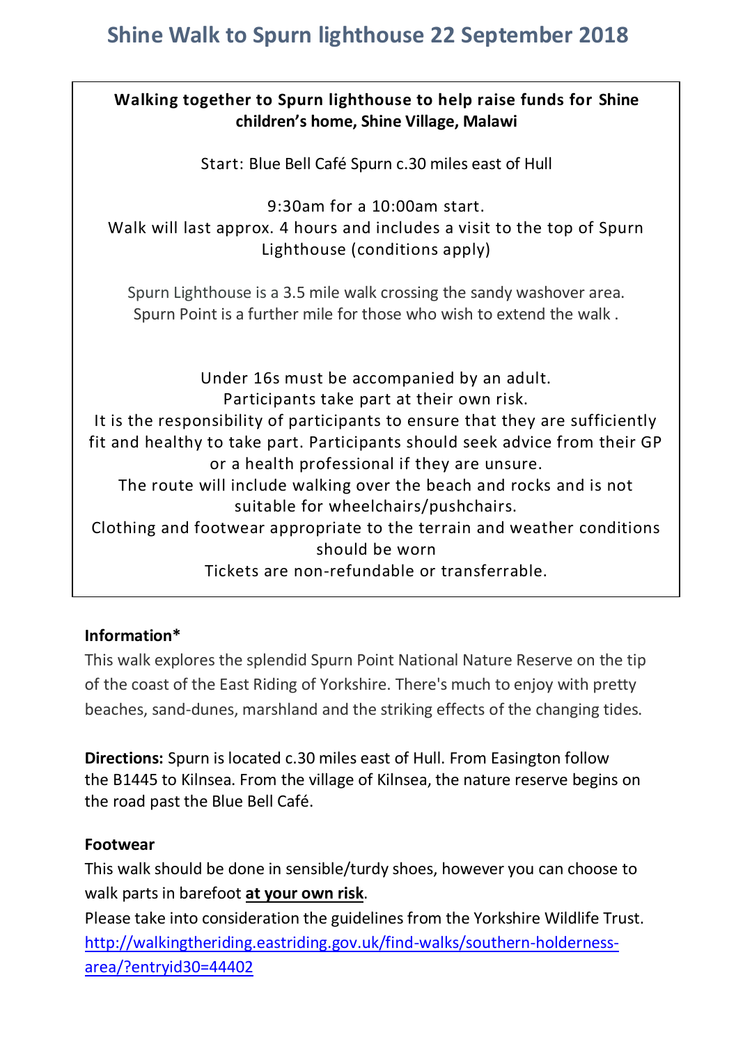# Shine Walk to Spurn lighthouse 22 September 2018

**Walking together to Spurn lighthouse to help raise funds for Shine children's home, Shine Village, Malawi**

Start: Blue Bell Café Spurn c.30 miles east of Hull

9:30am for a 10:00am start.
Walk will last approx. 4 hours and includes a visit to the top of Spurn Lighthouse (conditions apply)

Spurn Lighthouse is a 3.5 mile walk crossing the sandy washover area.
Spurn Point is a further mile for those who wish to extend the walk .

Under 16s must be accompanied by an adult.
Participants take part at their own risk.
It is the responsibility of participants to ensure that they are sufficiently fit and healthy to take part. Participants should seek advice from their GP or a health professional if they are unsure.
The route will include walking over the beach and rocks and is not suitable for wheelchairs/pushchairs.
Clothing and footwear appropriate to the terrain and weather conditions should be worn
Tickets are non-refundable or transferrable.

**Information***

This walk explores the splendid Spurn Point National Nature Reserve on the tip of the coast of the East Riding of Yorkshire. There's much to enjoy with pretty beaches, sand-dunes, marshland and the striking effects of the changing tides.

**Directions:** Spurn is located c.30 miles east of Hull. From Easington follow the B1445 to Kilnsea. From the village of Kilnsea, the nature reserve begins on the road past the Blue Bell Café.

**Footwear**

This walk should be done in sensible/turdy shoes, however you can choose to walk parts in barefoot **at your own risk**.
Please take into consideration the guidelines from the Yorkshire Wildlife Trust.
http://walkingtheriding.eastriding.gov.uk/find-walks/southern-holderness-area/?entryid30=44402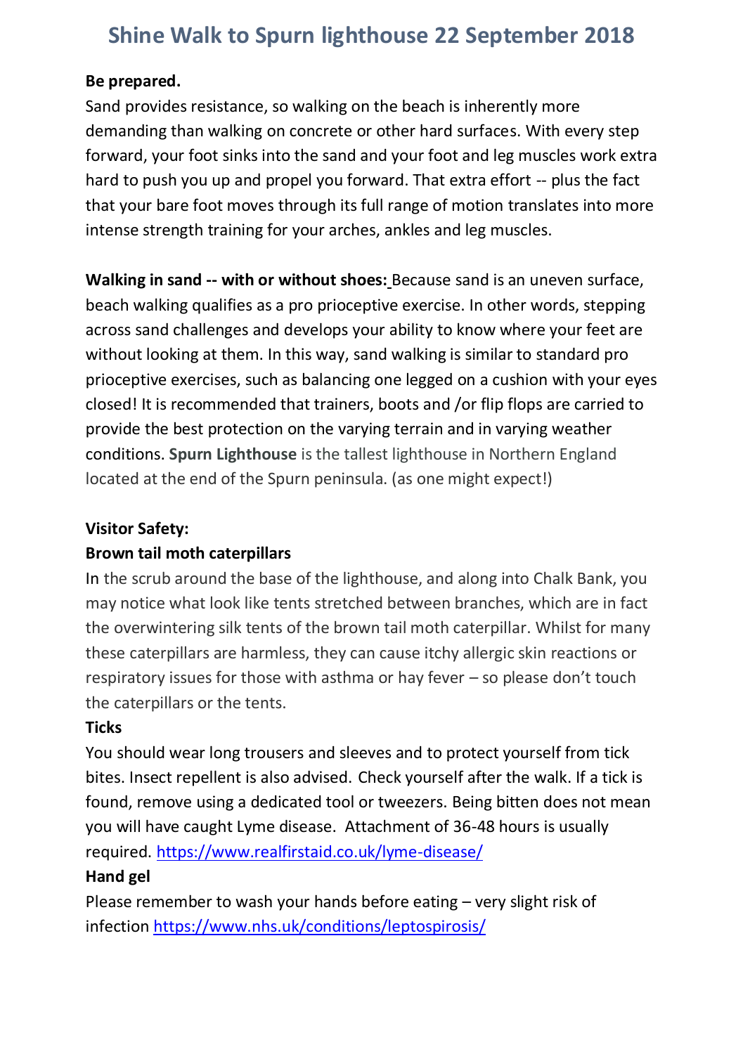# Shine Walk to Spurn lighthouse 22 September 2018

**Be prepared.**

Sand provides resistance, so walking on the beach is inherently more demanding than walking on concrete or other hard surfaces. With every step forward, your foot sinks into the sand and your foot and leg muscles work extra hard to push you up and propel you forward. That extra effort -- plus the fact that your bare foot moves through its full range of motion translates into more intense strength training for your arches, ankles and leg muscles.

**Walking in sand -- with or without shoes:** Because sand is an uneven surface, beach walking qualifies as a pro prioceptive exercise. In other words, stepping across sand challenges and develops your ability to know where your feet are without looking at them. In this way, sand walking is similar to standard pro prioceptive exercises, such as balancing one legged on a cushion with your eyes closed! It is recommended that trainers, boots and /or flip flops are carried to provide the best protection on the varying terrain and in varying weather conditions. **Spurn Lighthouse** is the tallest lighthouse in Northern England located at the end of the Spurn peninsula. (as one might expect!)

**Visitor Safety:**

**Brown tail moth caterpillars**

In the scrub around the base of the lighthouse, and along into Chalk Bank, you may notice what look like tents stretched between branches, which are in fact the overwintering silk tents of the brown tail moth caterpillar. Whilst for many these caterpillars are harmless, they can cause itchy allergic skin reactions or respiratory issues for those with asthma or hay fever – so please don't touch the caterpillars or the tents.

**Ticks**

You should wear long trousers and sleeves and to protect yourself from tick bites. Insect repellent is also advised. Check yourself after the walk. If a tick is found, remove using a dedicated tool or tweezers. Being bitten does not mean you will have caught Lyme disease. Attachment of 36-48 hours is usually required. https://www.realfirstaid.co.uk/lyme-disease/

**Hand gel**

Please remember to wash your hands before eating – very slight risk of infection https://www.nhs.uk/conditions/leptospirosis/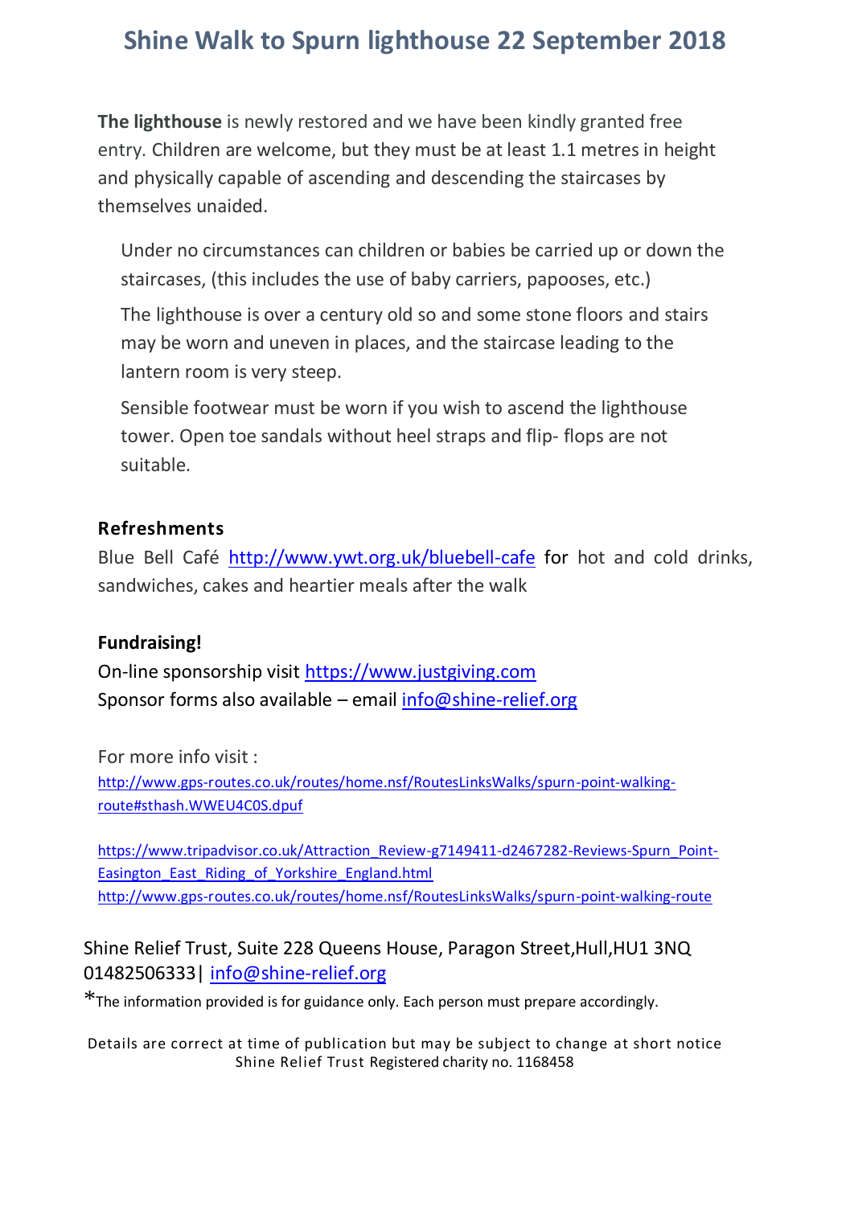# Shine Walk to Spurn lighthouse 22 September 2018

**The lighthouse** is newly restored and we have been kindly granted free entry. Children are welcome, but they must be at least 1.1 metres in height and physically capable of ascending and descending the staircases by themselves unaided.

Under no circumstances can children or babies be carried up or down the staircases, (this includes the use of baby carriers, papooses, etc.)

The lighthouse is over a century old so and some stone floors and stairs may be worn and uneven in places, and the staircase leading to the lantern room is very steep.

Sensible footwear must be worn if you wish to ascend the lighthouse tower. Open toe sandals without heel straps and flip- flops are not suitable.

**Refreshments**

Blue Bell Café http://www.ywt.org.uk/bluebell-cafe for hot and cold drinks, sandwiches, cakes and heartier meals after the walk

**Fundraising!**

On-line sponsorship visit https://www.justgiving.com
Sponsor forms also available – email info@shine-relief.org

For more info visit :
http://www.gps-routes.co.uk/routes/home.nsf/RoutesLinksWalks/spurn-point-walking-route#sthash.WWEU4C0S.dpuf

https://www.tripadvisor.co.uk/Attraction_Review-g7149411-d2467282-Reviews-Spurn_Point-Easington_East_Riding_of_Yorkshire_England.html
http://www.gps-routes.co.uk/routes/home.nsf/RoutesLinksWalks/spurn-point-walking-route

Shine Relief Trust, Suite 228 Queens House, Paragon Street,Hull,HU1 3NQ
01482506333| info@shine-relief.org

*The information provided is for guidance only. Each person must prepare accordingly.

Details are correct at time of publication but may be subject to change at short notice
Shine Relief Trust Registered charity no. 1168458